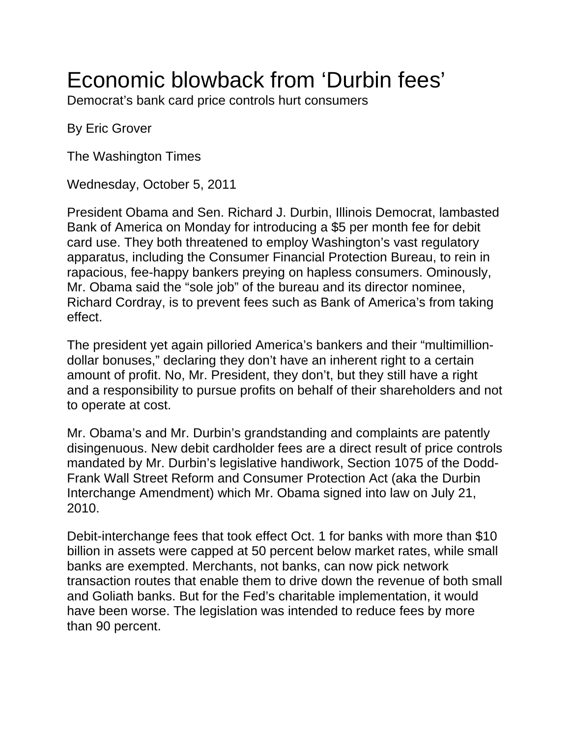# Economic blowback from 'Durbin fees'

Democrat's bank card price controls hurt consumers

By Eric Grover

The Washington Times

Wednesday, October 5, 2011

President Obama and Sen. Richard J. Durbin, Illinois Democrat, lambasted Bank of America on Monday for introducing a $5 per month fee for debit card use. They both threatened to employ Washington's vast regulatory apparatus, including the Consumer Financial Protection Bureau, to rein in rapacious, fee-happy bankers preying on hapless consumers. Ominously, Mr. Obama said the "sole job" of the bureau and its director nominee, Richard Cordray, is to prevent fees such as Bank of America's from taking effect.

The president yet again pilloried America's bankers and their "multimillion-dollar bonuses," declaring they don't have an inherent right to a certain amount of profit. No, Mr. President, they don't, but they still have a right and a responsibility to pursue profits on behalf of their shareholders and not to operate at cost.

Mr. Obama's and Mr. Durbin's grandstanding and complaints are patently disingenuous. New debit cardholder fees are a direct result of price controls mandated by Mr. Durbin's legislative handiwork, Section 1075 of the Dodd-Frank Wall Street Reform and Consumer Protection Act (aka the Durbin Interchange Amendment) which Mr. Obama signed into law on July 21, 2010.

Debit-interchange fees that took effect Oct. 1 for banks with more than $10 billion in assets were capped at 50 percent below market rates, while small banks are exempted. Merchants, not banks, can now pick network transaction routes that enable them to drive down the revenue of both small and Goliath banks. But for the Fed's charitable implementation, it would have been worse. The legislation was intended to reduce fees by more than 90 percent.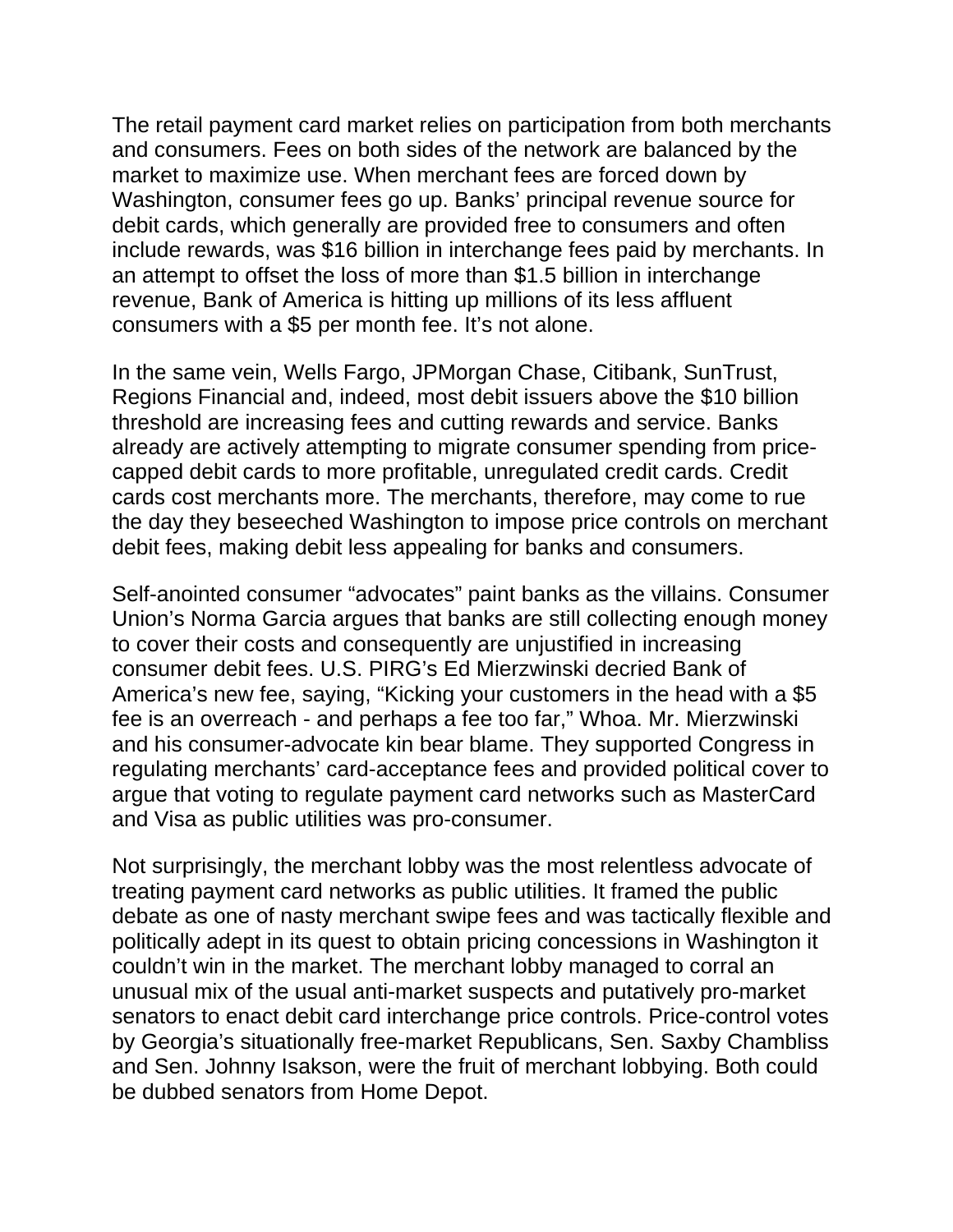The retail payment card market relies on participation from both merchants and consumers. Fees on both sides of the network are balanced by the market to maximize use. When merchant fees are forced down by Washington, consumer fees go up. Banks' principal revenue source for debit cards, which generally are provided free to consumers and often include rewards, was $16 billion in interchange fees paid by merchants. In an attempt to offset the loss of more than $1.5 billion in interchange revenue, Bank of America is hitting up millions of its less affluent consumers with a $5 per month fee. It's not alone.

In the same vein, Wells Fargo, JPMorgan Chase, Citibank, SunTrust, Regions Financial and, indeed, most debit issuers above the $10 billion threshold are increasing fees and cutting rewards and service. Banks already are actively attempting to migrate consumer spending from price-capped debit cards to more profitable, unregulated credit cards. Credit cards cost merchants more. The merchants, therefore, may come to rue the day they beseeched Washington to impose price controls on merchant debit fees, making debit less appealing for banks and consumers.

Self-anointed consumer "advocates" paint banks as the villains. Consumer Union's Norma Garcia argues that banks are still collecting enough money to cover their costs and consequently are unjustified in increasing consumer debit fees. U.S. PIRG's Ed Mierzwinski decried Bank of America's new fee, saying, "Kicking your customers in the head with a $5 fee is an overreach - and perhaps a fee too far," Whoa. Mr. Mierzwinski and his consumer-advocate kin bear blame. They supported Congress in regulating merchants' card-acceptance fees and provided political cover to argue that voting to regulate payment card networks such as MasterCard and Visa as public utilities was pro-consumer.

Not surprisingly, the merchant lobby was the most relentless advocate of treating payment card networks as public utilities. It framed the public debate as one of nasty merchant swipe fees and was tactically flexible and politically adept in its quest to obtain pricing concessions in Washington it couldn't win in the market. The merchant lobby managed to corral an unusual mix of the usual anti-market suspects and putatively pro-market senators to enact debit card interchange price controls. Price-control votes by Georgia's situationally free-market Republicans, Sen. Saxby Chambliss and Sen. Johnny Isakson, were the fruit of merchant lobbying. Both could be dubbed senators from Home Depot.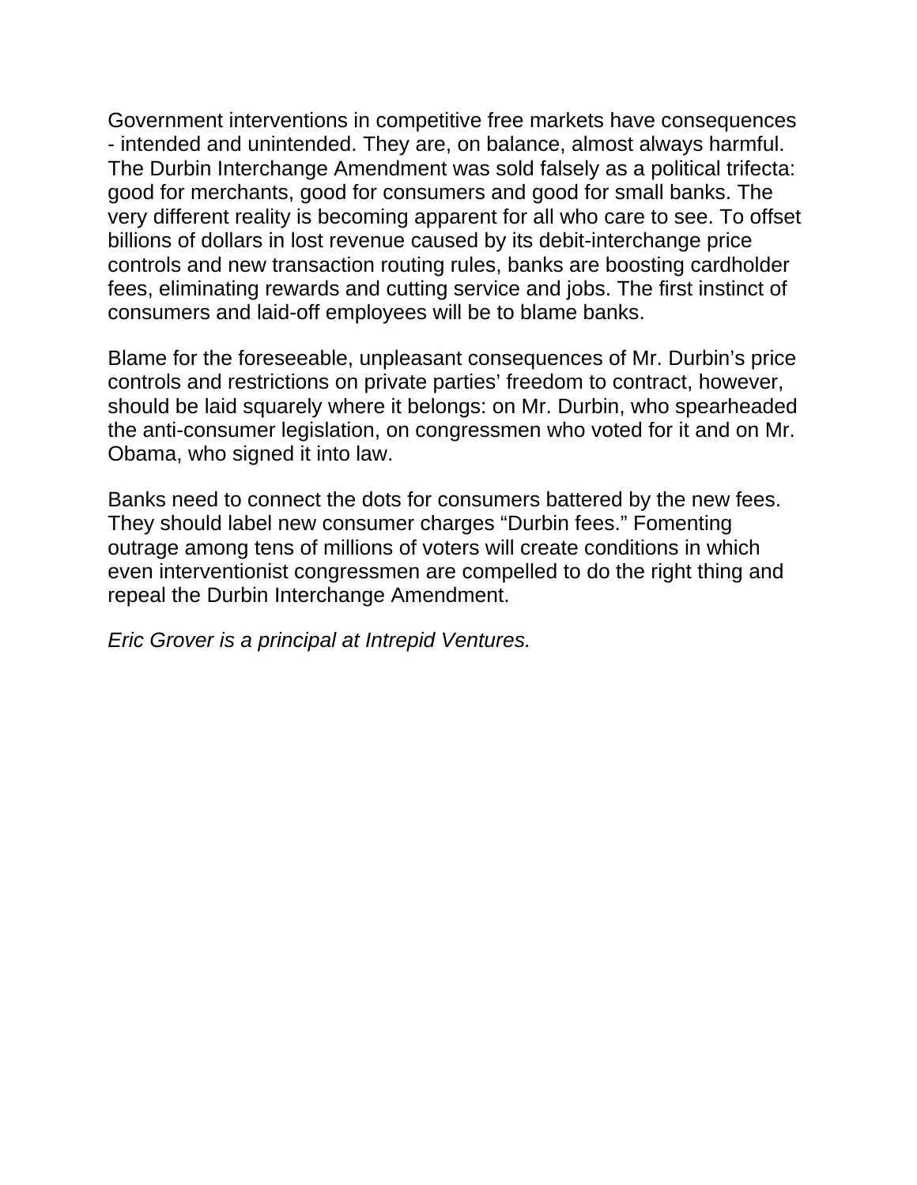Government interventions in competitive free markets have consequences - intended and unintended. They are, on balance, almost always harmful. The Durbin Interchange Amendment was sold falsely as a political trifecta: good for merchants, good for consumers and good for small banks. The very different reality is becoming apparent for all who care to see. To offset billions of dollars in lost revenue caused by its debit-interchange price controls and new transaction routing rules, banks are boosting cardholder fees, eliminating rewards and cutting service and jobs. The first instinct of consumers and laid-off employees will be to blame banks.

Blame for the foreseeable, unpleasant consequences of Mr. Durbin's price controls and restrictions on private parties' freedom to contract, however, should be laid squarely where it belongs: on Mr. Durbin, who spearheaded the anti-consumer legislation, on congressmen who voted for it and on Mr. Obama, who signed it into law.

Banks need to connect the dots for consumers battered by the new fees. They should label new consumer charges "Durbin fees." Fomenting outrage among tens of millions of voters will create conditions in which even interventionist congressmen are compelled to do the right thing and repeal the Durbin Interchange Amendment.

*Eric Grover is a principal at Intrepid Ventures.*